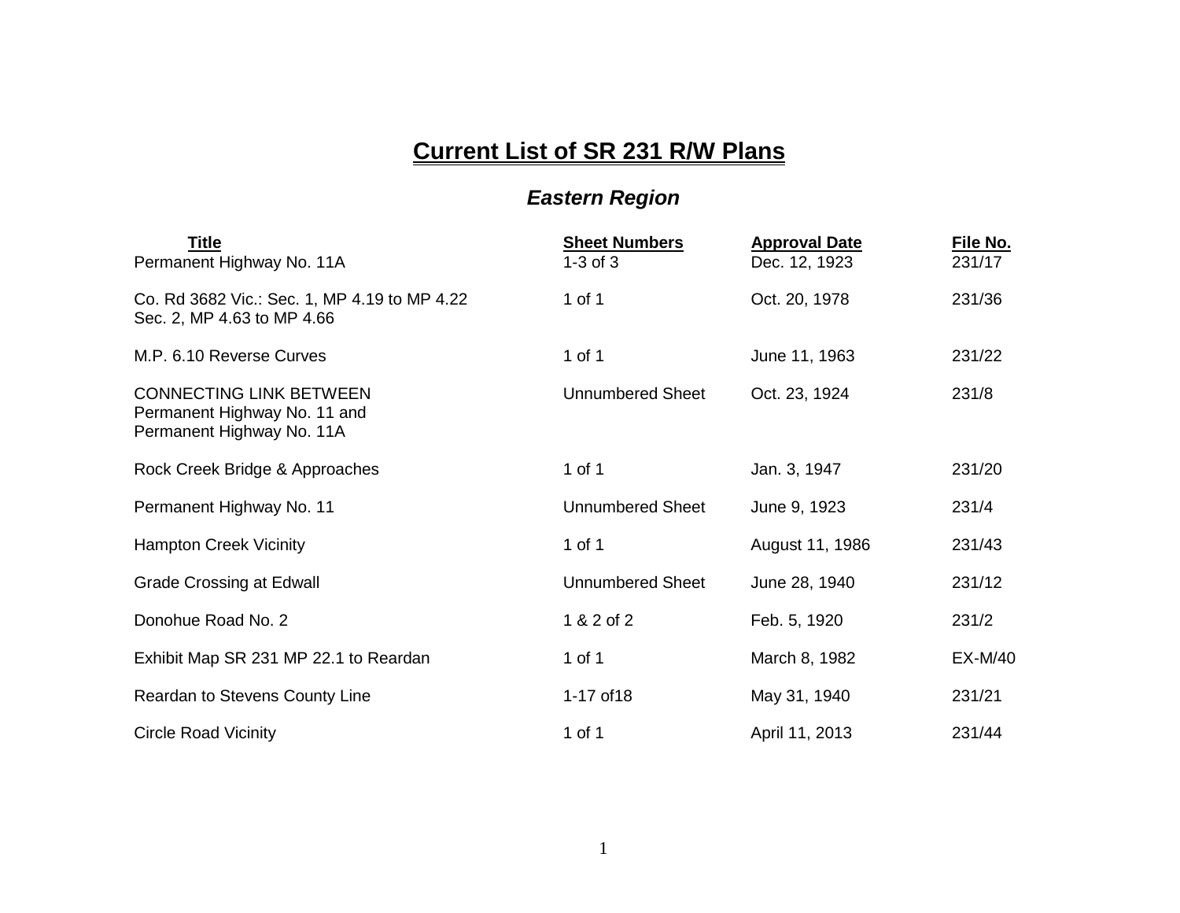# Current List of SR 231 R/W Plans

## *Eastern Region*

| Title | Sheet Numbers | Approval Date | File No. |
|---|---|---|---|
| Permanent Highway No. 11A | 1-3 of 3 | Dec. 12, 1923 | 231/17 |
| Co. Rd 3682 Vic.: Sec. 1, MP 4.19 to MP 4.22 Sec. 2, MP 4.63 to MP 4.66 | 1 of 1 | Oct. 20, 1978 | 231/36 |
| M.P. 6.10 Reverse Curves | 1 of 1 | June 11, 1963 | 231/22 |
| CONNECTING LINK BETWEEN Permanent Highway No. 11 and Permanent Highway No. 11A | Unnumbered Sheet | Oct. 23, 1924 | 231/8 |
| Rock Creek Bridge & Approaches | 1 of 1 | Jan. 3, 1947 | 231/20 |
| Permanent Highway No. 11 | Unnumbered Sheet | June 9, 1923 | 231/4 |
| Hampton Creek Vicinity | 1 of 1 | August 11, 1986 | 231/43 |
| Grade Crossing at Edwall | Unnumbered Sheet | June 28, 1940 | 231/12 |
| Donohue Road No. 2 | 1 & 2 of 2 | Feb. 5, 1920 | 231/2 |
| Exhibit Map SR 231 MP 22.1 to Reardan | 1 of 1 | March 8, 1982 | EX-M/40 |
| Reardan to Stevens County Line | 1-17 of18 | May 31, 1940 | 231/21 |
| Circle Road Vicinity | 1 of 1 | April 11, 2013 | 231/44 |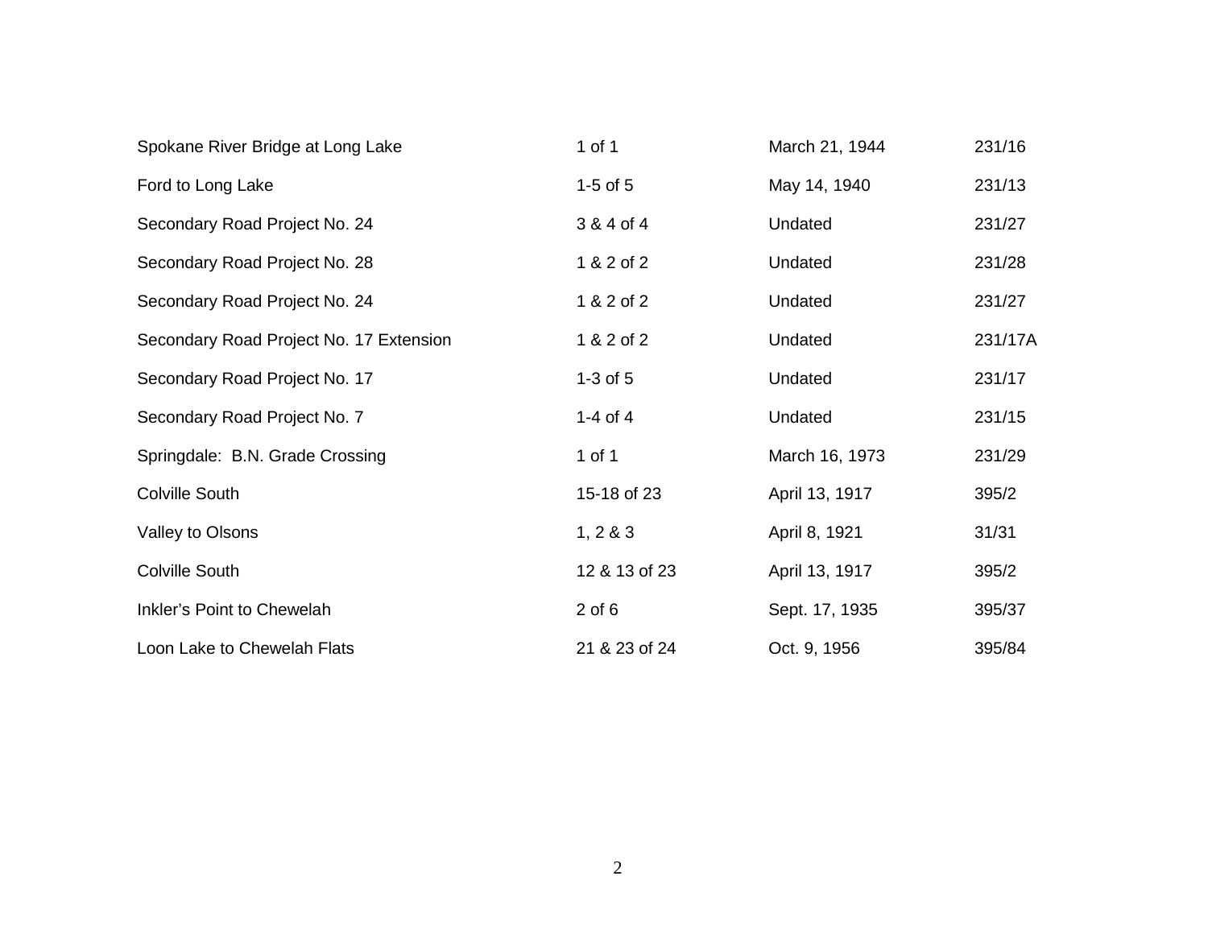| | | | |
|---|---|---|---|
| Spokane River Bridge at Long Lake | 1 of 1 | March 21, 1944 | 231/16 |
| Ford to Long Lake | 1-5 of 5 | May 14, 1940 | 231/13 |
| Secondary Road Project No. 24 | 3 & 4 of 4 | Undated | 231/27 |
| Secondary Road Project No. 28 | 1 & 2 of 2 | Undated | 231/28 |
| Secondary Road Project No. 24 | 1 & 2 of 2 | Undated | 231/27 |
| Secondary Road Project No. 17 Extension | 1 & 2 of 2 | Undated | 231/17A |
| Secondary Road Project No. 17 | 1-3 of 5 | Undated | 231/17 |
| Secondary Road Project No. 7 | 1-4 of 4 | Undated | 231/15 |
| Springdale:  B.N. Grade Crossing | 1 of 1 | March 16, 1973 | 231/29 |
| Colville South | 15-18 of 23 | April 13, 1917 | 395/2 |
| Valley to Olsons | 1, 2 & 3 | April 8, 1921 | 31/31 |
| Colville South | 12 & 13 of 23 | April 13, 1917 | 395/2 |
| Inkler's Point to Chewelah | 2 of 6 | Sept. 17, 1935 | 395/37 |
| Loon Lake to Chewelah Flats | 21 & 23 of 24 | Oct. 9, 1956 | 395/84 |